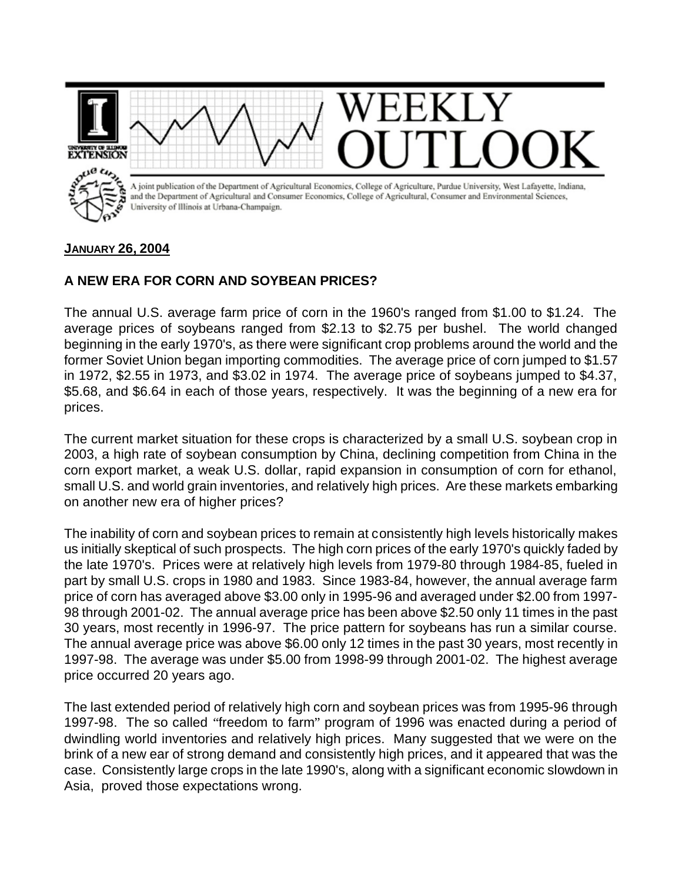# WEEKLY OUTLOOK

A joint publication of the Department of Agricultural Economics, College of Agriculture, Purdue University, West Lafayette, Indiana, and the Department of Agricultural and Consumer Economics, College of Agricultural, Consumer and Environmental Sciences, University of Illinois at Urbana-Champaign.

**JANUARY 26, 2004**

## A NEW ERA FOR CORN AND SOYBEAN PRICES?

The annual U.S. average farm price of corn in the 1960's ranged from $1.00 to $1.24. The average prices of soybeans ranged from $2.13 to $2.75 per bushel. The world changed beginning in the early 1970's, as there were significant crop problems around the world and the former Soviet Union began importing commodities. The average price of corn jumped to $1.57 in 1972, $2.55 in 1973, and $3.02 in 1974. The average price of soybeans jumped to $4.37, $5.68, and $6.64 in each of those years, respectively. It was the beginning of a new era for prices.

The current market situation for these crops is characterized by a small U.S. soybean crop in 2003, a high rate of soybean consumption by China, declining competition from China in the corn export market, a weak U.S. dollar, rapid expansion in consumption of corn for ethanol, small U.S. and world grain inventories, and relatively high prices. Are these markets embarking on another new era of higher prices?

The inability of corn and soybean prices to remain at consistently high levels historically makes us initially skeptical of such prospects. The high corn prices of the early 1970's quickly faded by the late 1970's. Prices were at relatively high levels from 1979-80 through 1984-85, fueled in part by small U.S. crops in 1980 and 1983. Since 1983-84, however, the annual average farm price of corn has averaged above $3.00 only in 1995-96 and averaged under $2.00 from 1997-98 through 2001-02. The annual average price has been above $2.50 only 11 times in the past 30 years, most recently in 1996-97. The price pattern for soybeans has run a similar course. The annual average price was above $6.00 only 12 times in the past 30 years, most recently in 1997-98. The average was under $5.00 from 1998-99 through 2001-02. The highest average price occurred 20 years ago.

The last extended period of relatively high corn and soybean prices was from 1995-96 through 1997-98. The so called "freedom to farm" program of 1996 was enacted during a period of dwindling world inventories and relatively high prices. Many suggested that we were on the brink of a new ear of strong demand and consistently high prices, and it appeared that was the case. Consistently large crops in the late 1990's, along with a significant economic slowdown in Asia, proved those expectations wrong.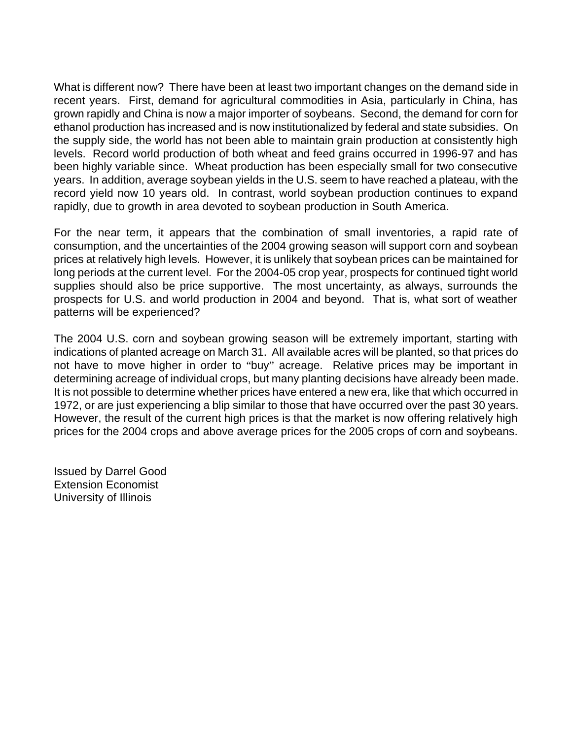What is different now? There have been at least two important changes on the demand side in recent years. First, demand for agricultural commodities in Asia, particularly in China, has grown rapidly and China is now a major importer of soybeans. Second, the demand for corn for ethanol production has increased and is now institutionalized by federal and state subsidies. On the supply side, the world has not been able to maintain grain production at consistently high levels. Record world production of both wheat and feed grains occurred in 1996-97 and has been highly variable since. Wheat production has been especially small for two consecutive years. In addition, average soybean yields in the U.S. seem to have reached a plateau, with the record yield now 10 years old. In contrast, world soybean production continues to expand rapidly, due to growth in area devoted to soybean production in South America.

For the near term, it appears that the combination of small inventories, a rapid rate of consumption, and the uncertainties of the 2004 growing season will support corn and soybean prices at relatively high levels. However, it is unlikely that soybean prices can be maintained for long periods at the current level. For the 2004-05 crop year, prospects for continued tight world supplies should also be price supportive. The most uncertainty, as always, surrounds the prospects for U.S. and world production in 2004 and beyond. That is, what sort of weather patterns will be experienced?

The 2004 U.S. corn and soybean growing season will be extremely important, starting with indications of planted acreage on March 31. All available acres will be planted, so that prices do not have to move higher in order to "buy" acreage. Relative prices may be important in determining acreage of individual crops, but many planting decisions have already been made. It is not possible to determine whether prices have entered a new era, like that which occurred in 1972, or are just experiencing a blip similar to those that have occurred over the past 30 years. However, the result of the current high prices is that the market is now offering relatively high prices for the 2004 crops and above average prices for the 2005 crops of corn and soybeans.

Issued by Darrel Good
Extension Economist
University of Illinois